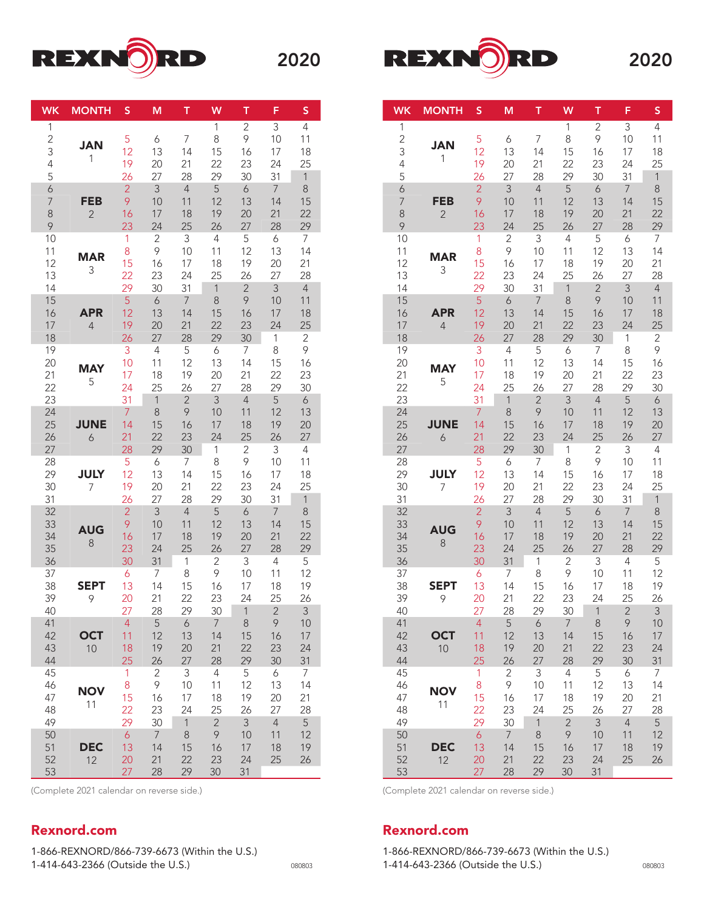# REXNORD 2020

| WK | MONTH | S | M | T | W | T | F | S |
|---|---|---|---|---|---|---|---|---|
| 1 | | | | | 1 | 2 | 3 | 4 |
| 2 | JAN | 5 | 6 | 7 | 8 | 9 | 10 | 11 |
| 3 | 1 | 12 | 13 | 14 | 15 | 16 | 17 | 18 |
| 4 | | 19 | 20 | 21 | 22 | 23 | 24 | 25 |
| 5 | | 26 | 27 | 28 | 29 | 30 | 31 | 1 |
| 6 | | 2 | 3 | 4 | 5 | 6 | 7 | 8 |
| 7 | FEB | 9 | 10 | 11 | 12 | 13 | 14 | 15 |
| 8 | 2 | 16 | 17 | 18 | 19 | 20 | 21 | 22 |
| 9 | | 23 | 24 | 25 | 26 | 27 | 28 | 29 |
| 10 | | 1 | 2 | 3 | 4 | 5 | 6 | 7 |
| 11 | MAR | 8 | 9 | 10 | 11 | 12 | 13 | 14 |
| 12 | 3 | 15 | 16 | 17 | 18 | 19 | 20 | 21 |
| 13 | | 22 | 23 | 24 | 25 | 26 | 27 | 28 |
| 14 | | 29 | 30 | 31 | 1 | 2 | 3 | 4 |
| 15 | | 5 | 6 | 7 | 8 | 9 | 10 | 11 |
| 16 | APR | 12 | 13 | 14 | 15 | 16 | 17 | 18 |
| 17 | 4 | 19 | 20 | 21 | 22 | 23 | 24 | 25 |
| 18 | | 26 | 27 | 28 | 29 | 30 | 1 | 2 |
| 19 | | 3 | 4 | 5 | 6 | 7 | 8 | 9 |
| 20 | MAY | 10 | 11 | 12 | 13 | 14 | 15 | 16 |
| 21 | 5 | 17 | 18 | 19 | 20 | 21 | 22 | 23 |
| 22 | | 24 | 25 | 26 | 27 | 28 | 29 | 30 |
| 23 | | 31 | 1 | 2 | 3 | 4 | 5 | 6 |
| 24 | | 7 | 8 | 9 | 10 | 11 | 12 | 13 |
| 25 | JUNE | 14 | 15 | 16 | 17 | 18 | 19 | 20 |
| 26 | 6 | 21 | 22 | 23 | 24 | 25 | 26 | 27 |
| 27 | | 28 | 29 | 30 | 1 | 2 | 3 | 4 |
| 28 | | 5 | 6 | 7 | 8 | 9 | 10 | 11 |
| 29 | JULY | 12 | 13 | 14 | 15 | 16 | 17 | 18 |
| 30 | 7 | 19 | 20 | 21 | 22 | 23 | 24 | 25 |
| 31 | | 26 | 27 | 28 | 29 | 30 | 31 | 1 |
| 32 | | 2 | 3 | 4 | 5 | 6 | 7 | 8 |
| 33 | AUG | 9 | 10 | 11 | 12 | 13 | 14 | 15 |
| 34 | 8 | 16 | 17 | 18 | 19 | 20 | 21 | 22 |
| 35 | | 23 | 24 | 25 | 26 | 27 | 28 | 29 |
| 36 | | 30 | 31 | 1 | 2 | 3 | 4 | 5 |
| 37 | | 6 | 7 | 8 | 9 | 10 | 11 | 12 |
| 38 | SEPT | 13 | 14 | 15 | 16 | 17 | 18 | 19 |
| 39 | 9 | 20 | 21 | 22 | 23 | 24 | 25 | 26 |
| 40 | | 27 | 28 | 29 | 30 | 1 | 2 | 3 |
| 41 | | 4 | 5 | 6 | 7 | 8 | 9 | 10 |
| 42 | OCT | 11 | 12 | 13 | 14 | 15 | 16 | 17 |
| 43 | 10 | 18 | 19 | 20 | 21 | 22 | 23 | 24 |
| 44 | | 25 | 26 | 27 | 28 | 29 | 30 | 31 |
| 45 | | 1 | 2 | 3 | 4 | 5 | 6 | 7 |
| 46 | NOV | 8 | 9 | 10 | 11 | 12 | 13 | 14 |
| 47 | 11 | 15 | 16 | 17 | 18 | 19 | 20 | 21 |
| 48 | | 22 | 23 | 24 | 25 | 26 | 27 | 28 |
| 49 | | 29 | 30 | 1 | 2 | 3 | 4 | 5 |
| 50 | | 6 | 7 | 8 | 9 | 10 | 11 | 12 |
| 51 | DEC | 13 | 14 | 15 | 16 | 17 | 18 | 19 |
| 52 | 12 | 20 | 21 | 22 | 23 | 24 | 25 | 26 |
| 53 | | 27 | 28 | 29 | 30 | 31 | | |

(Complete 2021 calendar on reverse side.)

**Rexnord.com**

1-866-REXNORD/866-739-6673 (Within the U.S.)
1-414-643-2366 (Outside the U.S.)

080803

# REXNORD 2020

| WK | MONTH | S | M | T | W | T | F | S |
|---|---|---|---|---|---|---|---|---|
| 1 | | | | | 1 | 2 | 3 | 4 |
| 2 | JAN | 5 | 6 | 7 | 8 | 9 | 10 | 11 |
| 3 | 1 | 12 | 13 | 14 | 15 | 16 | 17 | 18 |
| 4 | | 19 | 20 | 21 | 22 | 23 | 24 | 25 |
| 5 | | 26 | 27 | 28 | 29 | 30 | 31 | 1 |
| 6 | | 2 | 3 | 4 | 5 | 6 | 7 | 8 |
| 7 | FEB | 9 | 10 | 11 | 12 | 13 | 14 | 15 |
| 8 | 2 | 16 | 17 | 18 | 19 | 20 | 21 | 22 |
| 9 | | 23 | 24 | 25 | 26 | 27 | 28 | 29 |
| 10 | | 1 | 2 | 3 | 4 | 5 | 6 | 7 |
| 11 | MAR | 8 | 9 | 10 | 11 | 12 | 13 | 14 |
| 12 | 3 | 15 | 16 | 17 | 18 | 19 | 20 | 21 |
| 13 | | 22 | 23 | 24 | 25 | 26 | 27 | 28 |
| 14 | | 29 | 30 | 31 | 1 | 2 | 3 | 4 |
| 15 | | 5 | 6 | 7 | 8 | 9 | 10 | 11 |
| 16 | APR | 12 | 13 | 14 | 15 | 16 | 17 | 18 |
| 17 | 4 | 19 | 20 | 21 | 22 | 23 | 24 | 25 |
| 18 | | 26 | 27 | 28 | 29 | 30 | 1 | 2 |
| 19 | | 3 | 4 | 5 | 6 | 7 | 8 | 9 |
| 20 | MAY | 10 | 11 | 12 | 13 | 14 | 15 | 16 |
| 21 | 5 | 17 | 18 | 19 | 20 | 21 | 22 | 23 |
| 22 | | 24 | 25 | 26 | 27 | 28 | 29 | 30 |
| 23 | | 31 | 1 | 2 | 3 | 4 | 5 | 6 |
| 24 | | 7 | 8 | 9 | 10 | 11 | 12 | 13 |
| 25 | JUNE | 14 | 15 | 16 | 17 | 18 | 19 | 20 |
| 26 | 6 | 21 | 22 | 23 | 24 | 25 | 26 | 27 |
| 27 | | 28 | 29 | 30 | 1 | 2 | 3 | 4 |
| 28 | | 5 | 6 | 7 | 8 | 9 | 10 | 11 |
| 29 | JULY | 12 | 13 | 14 | 15 | 16 | 17 | 18 |
| 30 | 7 | 19 | 20 | 21 | 22 | 23 | 24 | 25 |
| 31 | | 26 | 27 | 28 | 29 | 30 | 31 | 1 |
| 32 | | 2 | 3 | 4 | 5 | 6 | 7 | 8 |
| 33 | AUG | 9 | 10 | 11 | 12 | 13 | 14 | 15 |
| 34 | 8 | 16 | 17 | 18 | 19 | 20 | 21 | 22 |
| 35 | | 23 | 24 | 25 | 26 | 27 | 28 | 29 |
| 36 | | 30 | 31 | 1 | 2 | 3 | 4 | 5 |
| 37 | | 6 | 7 | 8 | 9 | 10 | 11 | 12 |
| 38 | SEPT | 13 | 14 | 15 | 16 | 17 | 18 | 19 |
| 39 | 9 | 20 | 21 | 22 | 23 | 24 | 25 | 26 |
| 40 | | 27 | 28 | 29 | 30 | 1 | 2 | 3 |
| 41 | | 4 | 5 | 6 | 7 | 8 | 9 | 10 |
| 42 | OCT | 11 | 12 | 13 | 14 | 15 | 16 | 17 |
| 43 | 10 | 18 | 19 | 20 | 21 | 22 | 23 | 24 |
| 44 | | 25 | 26 | 27 | 28 | 29 | 30 | 31 |
| 45 | | 1 | 2 | 3 | 4 | 5 | 6 | 7 |
| 46 | NOV | 8 | 9 | 10 | 11 | 12 | 13 | 14 |
| 47 | 11 | 15 | 16 | 17 | 18 | 19 | 20 | 21 |
| 48 | | 22 | 23 | 24 | 25 | 26 | 27 | 28 |
| 49 | | 29 | 30 | 1 | 2 | 3 | 4 | 5 |
| 50 | | 6 | 7 | 8 | 9 | 10 | 11 | 12 |
| 51 | DEC | 13 | 14 | 15 | 16 | 17 | 18 | 19 |
| 52 | 12 | 20 | 21 | 22 | 23 | 24 | 25 | 26 |
| 53 | | 27 | 28 | 29 | 30 | 31 | | |

(Complete 2021 calendar on reverse side.)

**Rexnord.com**

1-866-REXNORD/866-739-6673 (Within the U.S.)
1-414-643-2366 (Outside the U.S.)

080803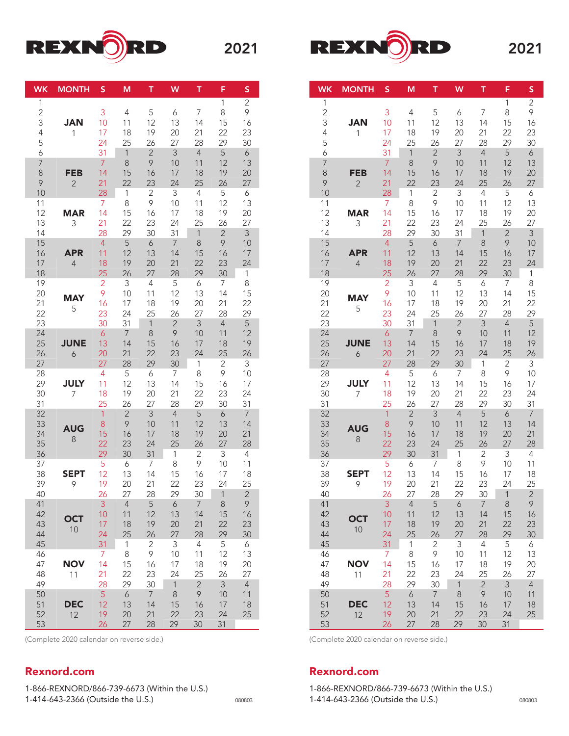REXNORD

2021

| WK | MONTH | S | M | T | W | T | F | S |
|---|---|---|---|---|---|---|---|---|
| 1 | | | | | | | 1 | 2 |
| 2 | | 3 | 4 | 5 | 6 | 7 | 8 | 9 |
| 3 | **JAN** | 10 | 11 | 12 | 13 | 14 | 15 | 16 |
| 4 | 1 | 17 | 18 | 19 | 20 | 21 | 22 | 23 |
| 5 | | 24 | 25 | 26 | 27 | 28 | 29 | 30 |
| 6 | | 31 | 1 | 2 | 3 | 4 | 5 | 6 |
| 7 | | 7 | 8 | 9 | 10 | 11 | 12 | 13 |
| 8 | **FEB** | 14 | 15 | 16 | 17 | 18 | 19 | 20 |
| 9 | 2 | 21 | 22 | 23 | 24 | 25 | 26 | 27 |
| 10 | | 28 | 1 | 2 | 3 | 4 | 5 | 6 |
| 11 | | 7 | 8 | 9 | 10 | 11 | 12 | 13 |
| 12 | **MAR** | 14 | 15 | 16 | 17 | 18 | 19 | 20 |
| 13 | 3 | 21 | 22 | 23 | 24 | 25 | 26 | 27 |
| 14 | | 28 | 29 | 30 | 31 | 1 | 2 | 3 |
| 15 | | 4 | 5 | 6 | 7 | 8 | 9 | 10 |
| 16 | **APR** | 11 | 12 | 13 | 14 | 15 | 16 | 17 |
| 17 | 4 | 18 | 19 | 20 | 21 | 22 | 23 | 24 |
| 18 | | 25 | 26 | 27 | 28 | 29 | 30 | 1 |
| 19 | | 2 | 3 | 4 | 5 | 6 | 7 | 8 |
| 20 | **MAY** | 9 | 10 | 11 | 12 | 13 | 14 | 15 |
| 21 | 5 | 16 | 17 | 18 | 19 | 20 | 21 | 22 |
| 22 | | 23 | 24 | 25 | 26 | 27 | 28 | 29 |
| 23 | | 30 | 31 | 1 | 2 | 3 | 4 | 5 |
| 24 | | 6 | 7 | 8 | 9 | 10 | 11 | 12 |
| 25 | **JUNE** | 13 | 14 | 15 | 16 | 17 | 18 | 19 |
| 26 | 6 | 20 | 21 | 22 | 23 | 24 | 25 | 26 |
| 27 | | 27 | 28 | 29 | 30 | 1 | 2 | 3 |
| 28 | | 4 | 5 | 6 | 7 | 8 | 9 | 10 |
| 29 | **JULY** | 11 | 12 | 13 | 14 | 15 | 16 | 17 |
| 30 | 7 | 18 | 19 | 20 | 21 | 22 | 23 | 24 |
| 31 | | 25 | 26 | 27 | 28 | 29 | 30 | 31 |
| 32 | | 1 | 2 | 3 | 4 | 5 | 6 | 7 |
| 33 | **AUG** | 8 | 9 | 10 | 11 | 12 | 13 | 14 |
| 34 | 8 | 15 | 16 | 17 | 18 | 19 | 20 | 21 |
| 35 | | 22 | 23 | 24 | 25 | 26 | 27 | 28 |
| 36 | | 29 | 30 | 31 | 1 | 2 | 3 | 4 |
| 37 | | 5 | 6 | 7 | 8 | 9 | 10 | 11 |
| 38 | **SEPT** | 12 | 13 | 14 | 15 | 16 | 17 | 18 |
| 39 | 9 | 19 | 20 | 21 | 22 | 23 | 24 | 25 |
| 40 | | 26 | 27 | 28 | 29 | 30 | 1 | 2 |
| 41 | | 3 | 4 | 5 | 6 | 7 | 8 | 9 |
| 42 | **OCT** | 10 | 11 | 12 | 13 | 14 | 15 | 16 |
| 43 | 10 | 17 | 18 | 19 | 20 | 21 | 22 | 23 |
| 44 | | 24 | 25 | 26 | 27 | 28 | 29 | 30 |
| 45 | | 31 | 1 | 2 | 3 | 4 | 5 | 6 |
| 46 | | 7 | 8 | 9 | 10 | 11 | 12 | 13 |
| 47 | **NOV** | 14 | 15 | 16 | 17 | 18 | 19 | 20 |
| 48 | 11 | 21 | 22 | 23 | 24 | 25 | 26 | 27 |
| 49 | | 28 | 29 | 30 | 1 | 2 | 3 | 4 |
| 50 | | 5 | 6 | 7 | 8 | 9 | 10 | 11 |
| 51 | **DEC** | 12 | 13 | 14 | 15 | 16 | 17 | 18 |
| 52 | 12 | 19 | 20 | 21 | 22 | 23 | 24 | 25 |
| 53 | | 26 | 27 | 28 | 29 | 30 | 31 | |

(Complete 2020 calendar on reverse side.)

**Rexnord.com**

1-866-REXNORD/866-739-6673 (Within the U.S.)
1-414-643-2366 (Outside the U.S.)

080803

REXNORD

2021

| WK | MONTH | S | M | T | W | T | F | S |
|---|---|---|---|---|---|---|---|---|
| 1 | | | | | | | 1 | 2 |
| 2 | | 3 | 4 | 5 | 6 | 7 | 8 | 9 |
| 3 | **JAN** | 10 | 11 | 12 | 13 | 14 | 15 | 16 |
| 4 | 1 | 17 | 18 | 19 | 20 | 21 | 22 | 23 |
| 5 | | 24 | 25 | 26 | 27 | 28 | 29 | 30 |
| 6 | | 31 | 1 | 2 | 3 | 4 | 5 | 6 |
| 7 | | 7 | 8 | 9 | 10 | 11 | 12 | 13 |
| 8 | **FEB** | 14 | 15 | 16 | 17 | 18 | 19 | 20 |
| 9 | 2 | 21 | 22 | 23 | 24 | 25 | 26 | 27 |
| 10 | | 28 | 1 | 2 | 3 | 4 | 5 | 6 |
| 11 | | 7 | 8 | 9 | 10 | 11 | 12 | 13 |
| 12 | **MAR** | 14 | 15 | 16 | 17 | 18 | 19 | 20 |
| 13 | 3 | 21 | 22 | 23 | 24 | 25 | 26 | 27 |
| 14 | | 28 | 29 | 30 | 31 | 1 | 2 | 3 |
| 15 | | 4 | 5 | 6 | 7 | 8 | 9 | 10 |
| 16 | **APR** | 11 | 12 | 13 | 14 | 15 | 16 | 17 |
| 17 | 4 | 18 | 19 | 20 | 21 | 22 | 23 | 24 |
| 18 | | 25 | 26 | 27 | 28 | 29 | 30 | 1 |
| 19 | | 2 | 3 | 4 | 5 | 6 | 7 | 8 |
| 20 | **MAY** | 9 | 10 | 11 | 12 | 13 | 14 | 15 |
| 21 | 5 | 16 | 17 | 18 | 19 | 20 | 21 | 22 |
| 22 | | 23 | 24 | 25 | 26 | 27 | 28 | 29 |
| 23 | | 30 | 31 | 1 | 2 | 3 | 4 | 5 |
| 24 | | 6 | 7 | 8 | 9 | 10 | 11 | 12 |
| 25 | **JUNE** | 13 | 14 | 15 | 16 | 17 | 18 | 19 |
| 26 | 6 | 20 | 21 | 22 | 23 | 24 | 25 | 26 |
| 27 | | 27 | 28 | 29 | 30 | 1 | 2 | 3 |
| 28 | | 4 | 5 | 6 | 7 | 8 | 9 | 10 |
| 29 | **JULY** | 11 | 12 | 13 | 14 | 15 | 16 | 17 |
| 30 | 7 | 18 | 19 | 20 | 21 | 22 | 23 | 24 |
| 31 | | 25 | 26 | 27 | 28 | 29 | 30 | 31 |
| 32 | | 1 | 2 | 3 | 4 | 5 | 6 | 7 |
| 33 | **AUG** | 8 | 9 | 10 | 11 | 12 | 13 | 14 |
| 34 | 8 | 15 | 16 | 17 | 18 | 19 | 20 | 21 |
| 35 | | 22 | 23 | 24 | 25 | 26 | 27 | 28 |
| 36 | | 29 | 30 | 31 | 1 | 2 | 3 | 4 |
| 37 | | 5 | 6 | 7 | 8 | 9 | 10 | 11 |
| 38 | **SEPT** | 12 | 13 | 14 | 15 | 16 | 17 | 18 |
| 39 | 9 | 19 | 20 | 21 | 22 | 23 | 24 | 25 |
| 40 | | 26 | 27 | 28 | 29 | 30 | 1 | 2 |
| 41 | | 3 | 4 | 5 | 6 | 7 | 8 | 9 |
| 42 | **OCT** | 10 | 11 | 12 | 13 | 14 | 15 | 16 |
| 43 | 10 | 17 | 18 | 19 | 20 | 21 | 22 | 23 |
| 44 | | 24 | 25 | 26 | 27 | 28 | 29 | 30 |
| 45 | | 31 | 1 | 2 | 3 | 4 | 5 | 6 |
| 46 | | 7 | 8 | 9 | 10 | 11 | 12 | 13 |
| 47 | **NOV** | 14 | 15 | 16 | 17 | 18 | 19 | 20 |
| 48 | 11 | 21 | 22 | 23 | 24 | 25 | 26 | 27 |
| 49 | | 28 | 29 | 30 | 1 | 2 | 3 | 4 |
| 50 | | 5 | 6 | 7 | 8 | 9 | 10 | 11 |
| 51 | **DEC** | 12 | 13 | 14 | 15 | 16 | 17 | 18 |
| 52 | 12 | 19 | 20 | 21 | 22 | 23 | 24 | 25 |
| 53 | | 26 | 27 | 28 | 29 | 30 | 31 | |

(Complete 2020 calendar on reverse side.)

**Rexnord.com**

1-866-REXNORD/866-739-6673 (Within the U.S.)
1-414-643-2366 (Outside the U.S.)

080803